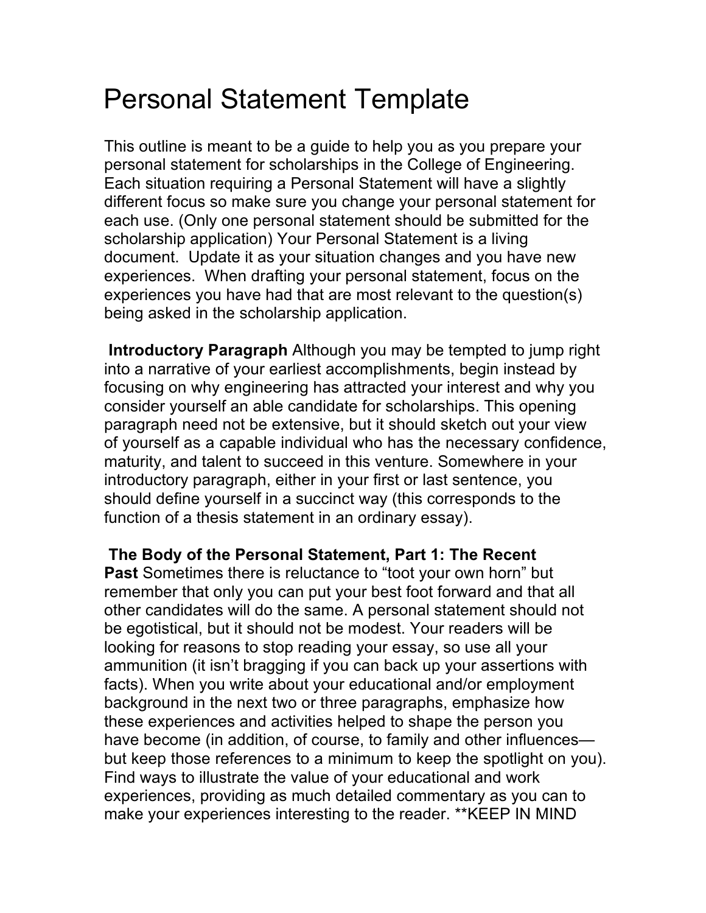# Personal Statement Template

This outline is meant to be a guide to help you as you prepare your personal statement for scholarships in the College of Engineering. Each situation requiring a Personal Statement will have a slightly different focus so make sure you change your personal statement for each use. (Only one personal statement should be submitted for the scholarship application) Your Personal Statement is a living document. Update it as your situation changes and you have new experiences. When drafting your personal statement, focus on the experiences you have had that are most relevant to the question(s) being asked in the scholarship application.

**Introductory Paragraph** Although you may be tempted to jump right into a narrative of your earliest accomplishments, begin instead by focusing on why engineering has attracted your interest and why you consider yourself an able candidate for scholarships. This opening paragraph need not be extensive, but it should sketch out your view of yourself as a capable individual who has the necessary confidence, maturity, and talent to succeed in this venture. Somewhere in your introductory paragraph, either in your first or last sentence, you should define yourself in a succinct way (this corresponds to the function of a thesis statement in an ordinary essay).

**The Body of the Personal Statement, Part 1: The Recent Past** Sometimes there is reluctance to "toot your own horn" but remember that only you can put your best foot forward and that all other candidates will do the same. A personal statement should not be egotistical, but it should not be modest. Your readers will be looking for reasons to stop reading your essay, so use all your ammunition (it isn't bragging if you can back up your assertions with facts). When you write about your educational and/or employment background in the next two or three paragraphs, emphasize how these experiences and activities helped to shape the person you have become (in addition, of course, to family and other influences—but keep those references to a minimum to keep the spotlight on you). Find ways to illustrate the value of your educational and work experiences, providing as much detailed commentary as you can to make your experiences interesting to the reader. **KEEP IN MIND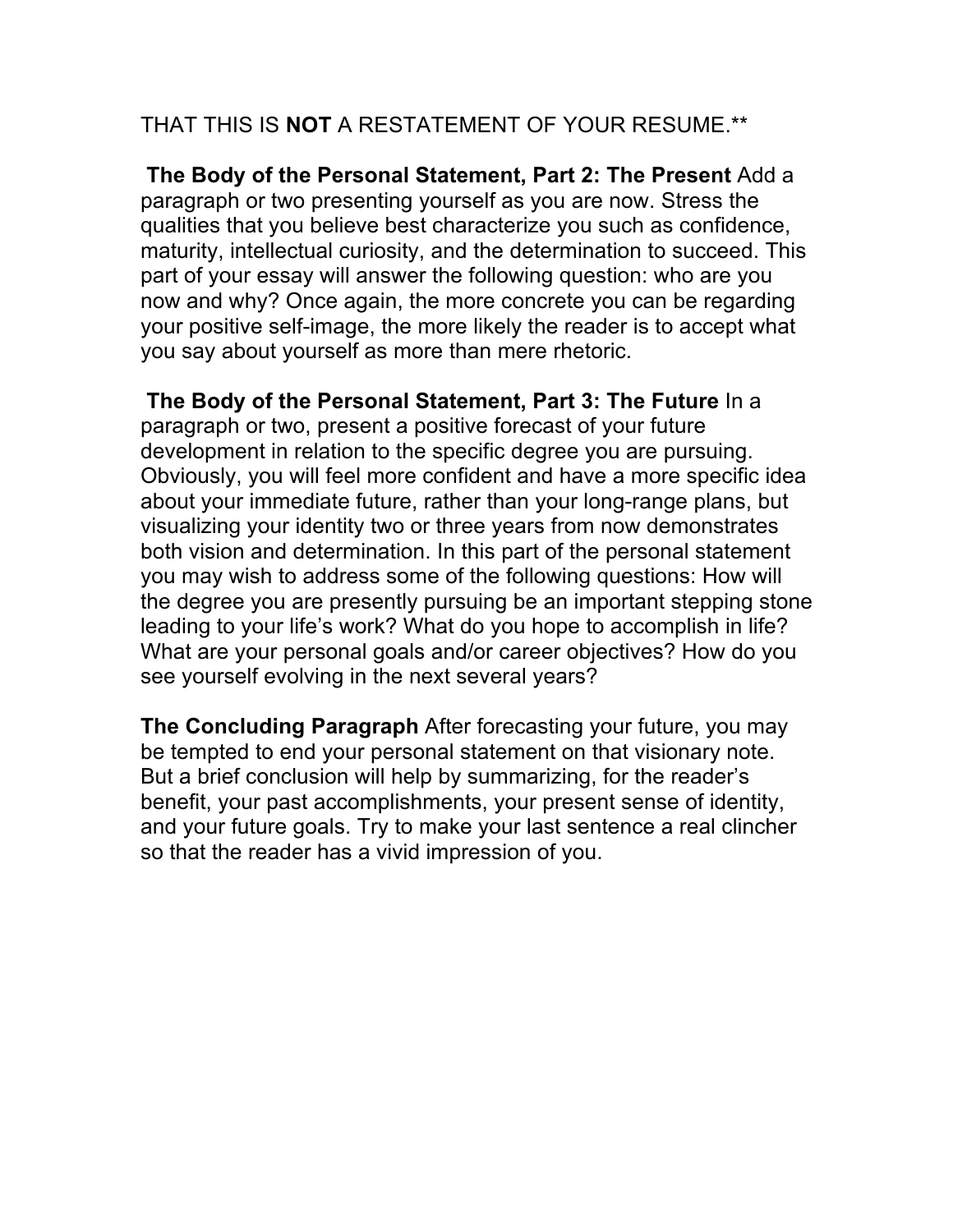THAT THIS IS **NOT** A RESTATEMENT OF YOUR RESUME.**

**The Body of the Personal Statement, Part 2: The Present** Add a paragraph or two presenting yourself as you are now. Stress the qualities that you believe best characterize you such as confidence, maturity, intellectual curiosity, and the determination to succeed. This part of your essay will answer the following question: who are you now and why? Once again, the more concrete you can be regarding your positive self-image, the more likely the reader is to accept what you say about yourself as more than mere rhetoric.

**The Body of the Personal Statement, Part 3: The Future** In a paragraph or two, present a positive forecast of your future development in relation to the specific degree you are pursuing. Obviously, you will feel more confident and have a more specific idea about your immediate future, rather than your long-range plans, but visualizing your identity two or three years from now demonstrates both vision and determination. In this part of the personal statement you may wish to address some of the following questions: How will the degree you are presently pursuing be an important stepping stone leading to your life's work? What do you hope to accomplish in life? What are your personal goals and/or career objectives? How do you see yourself evolving in the next several years?

**The Concluding Paragraph** After forecasting your future, you may be tempted to end your personal statement on that visionary note. But a brief conclusion will help by summarizing, for the reader's benefit, your past accomplishments, your present sense of identity, and your future goals. Try to make your last sentence a real clincher so that the reader has a vivid impression of you.